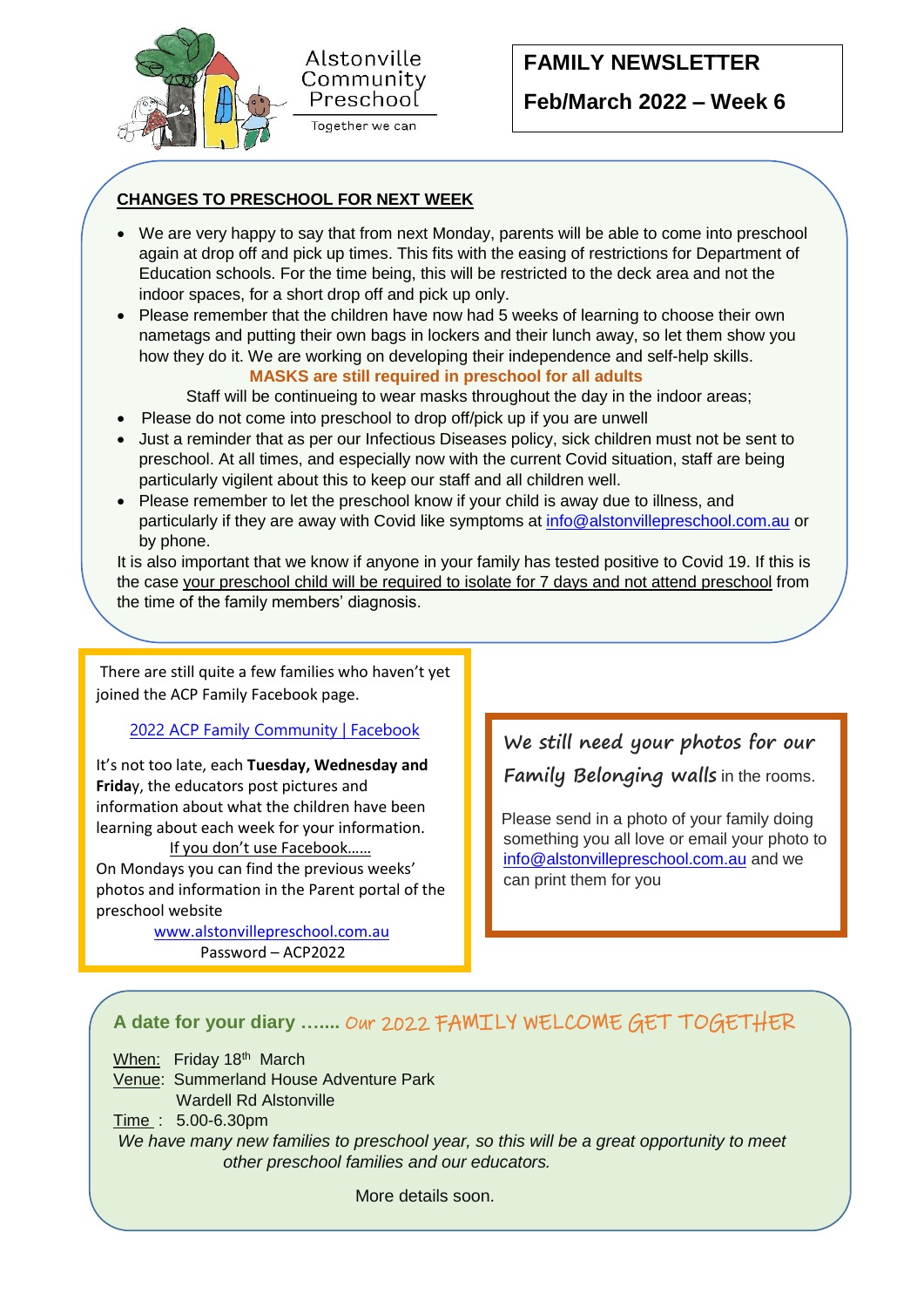Alstonville Community Preschool

Together we can

# FAMILY NEWSLETTER

## Feb/March 2022 – Week 6

### CHANGES TO PRESCHOOL FOR NEXT WEEK

- We are very happy to say that from next Monday, parents will be able to come into preschool again at drop off and pick up times. This fits with the easing of restrictions for Department of Education schools. For the time being, this will be restricted to the deck area and not the indoor spaces, for a short drop off and pick up only.
- Please remember that the children have now had 5 weeks of learning to choose their own nametags and putting their own bags in lockers and their lunch away, so let them show you how they do it. We are working on developing their independence and self-help skills.

**MASKS are still required in preschool for all adults**

Staff will be continueing to wear masks throughout the day in the indoor areas;

- Please do not come into preschool to drop off/pick up if you are unwell
- Just a reminder that as per our Infectious Diseases policy, sick children must not be sent to preschool. At all times, and especially now with the current Covid situation, staff are being particularly vigilent about this to keep our staff and all children well.
- Please remember to let the preschool know if your child is away due to illness, and particularly if they are away with Covid like symptoms at info@alstonvillepreschool.com.au or by phone.

It is also important that we know if anyone in your family has tested positive to Covid 19. If this is the case your preschool child will be required to isolate for 7 days and not attend preschool from the time of the family members' diagnosis.

There are still quite a few families who haven't yet joined the ACP Family Facebook page.

2022 ACP Family Community | Facebook

It's not too late, each **Tuesday, Wednesday and Friday**, the educators post pictures and information about what the children have been learning about each week for your information.

If you don't use Facebook……

On Mondays you can find the previous weeks' photos and information in the Parent portal of the preschool website

www.alstonvillepreschool.com.au

Password – ACP2022

*We still need your photos for our Family Belonging walls* in the rooms.

Please send in a photo of your family doing something you all love or email your photo to info@alstonvillepreschool.com.au and we can print them for you

### A date for your diary ……. Our 2022 FAMILY WELCOME GET TOGETHER

When: Friday 18th March

Venue: Summerland House Adventure Park
Wardell Rd Alstonville

Time : 5.00-6.30pm

*We have many new families to preschool year, so this will be a great opportunity to meet other preschool families and our educators.*

More details soon.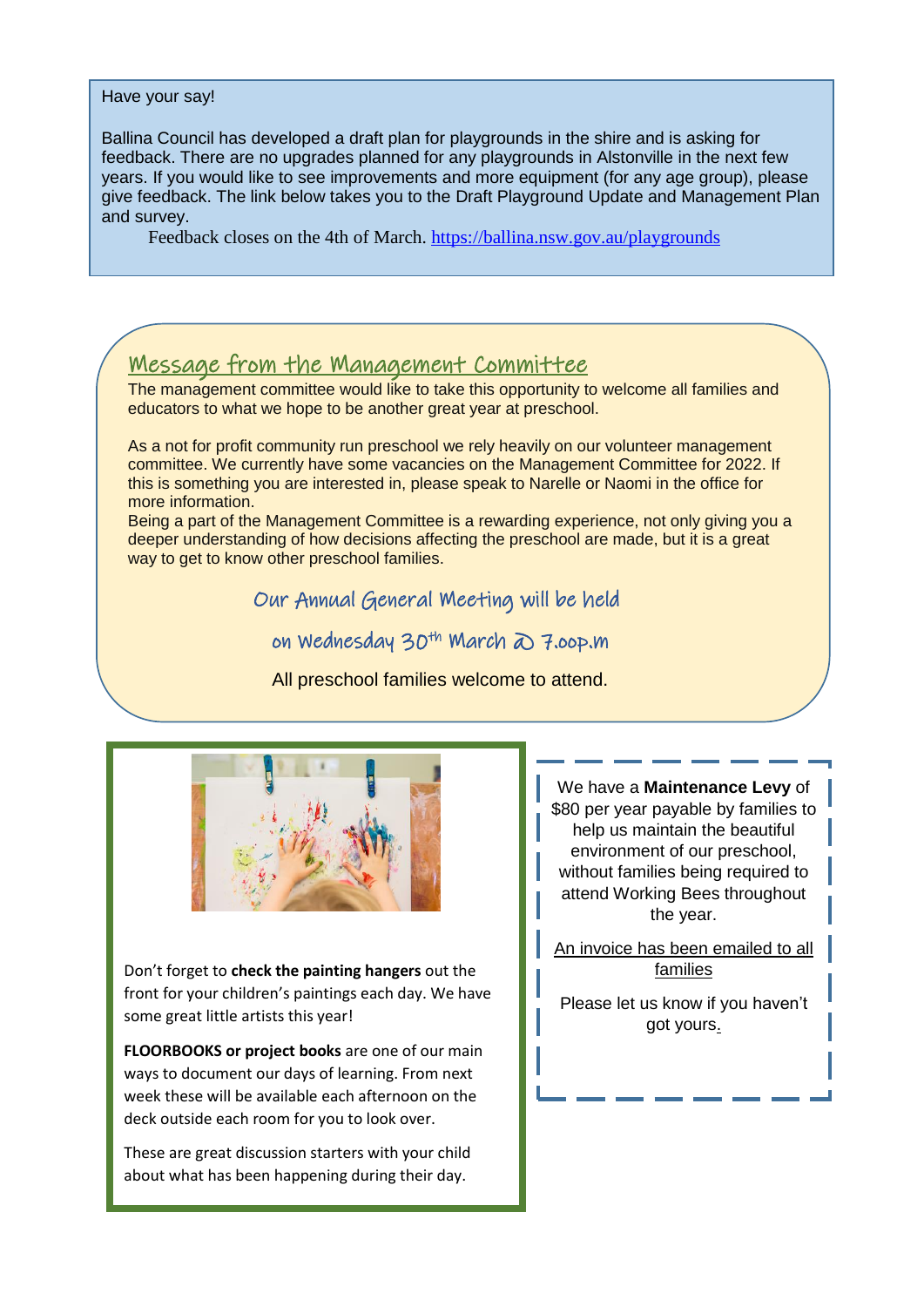Have your say!

Ballina Council has developed a draft plan for playgrounds in the shire and is asking for feedback. There are no upgrades planned for any playgrounds in Alstonville in the next few years. If you would like to see improvements and more equipment (for any age group), please give feedback. The link below takes you to the Draft Playground Update and Management Plan and survey.

Feedback closes on the 4th of March. https://ballina.nsw.gov.au/playgrounds

## Message from the Management Committee

The management committee would like to take this opportunity to welcome all families and educators to what we hope to be another great year at preschool.

As a not for profit community run preschool we rely heavily on our volunteer management committee. We currently have some vacancies on the Management Committee for 2022. If this is something you are interested in, please speak to Narelle or Naomi in the office for more information.

Being a part of the Management Committee is a rewarding experience, not only giving you a deeper understanding of how decisions affecting the preschool are made, but it is a great way to get to know other preschool families.

Our Annual General Meeting will be held

on Wednesday 30th March @ 7.00p.m

All preschool families welcome to attend.

Don't forget to **check the painting hangers** out the front for your children's paintings each day. We have some great little artists this year!

**FLOORBOOKS or project books** are one of our main ways to document our days of learning. From next week these will be available each afternoon on the deck outside each room for you to look over.

These are great discussion starters with your child about what has been happening during their day.

We have a **Maintenance Levy** of $80 per year payable by families to help us maintain the beautiful environment of our preschool, without families being required to attend Working Bees throughout the year.

An invoice has been emailed to all families

Please let us know if you haven't got yours.